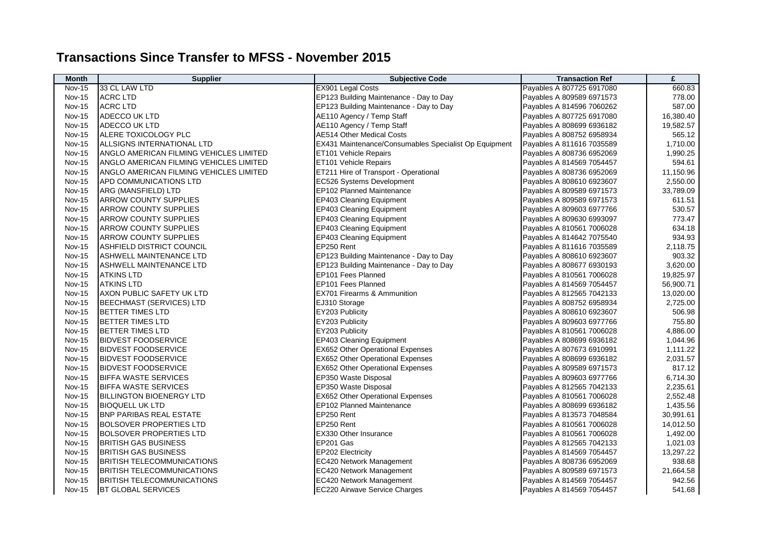# Transactions Since Transfer to MFSS - November 2015

| Month | Supplier | Subjective Code | Transaction Ref | £ |
|---|---|---|---|---|
| Nov-15 | 33 CL LAW LTD | EX901 Legal Costs | Payables A 807725 6917080 | 660.83 |
| Nov-15 | ACRC LTD | EP123 Building Maintenance - Day to Day | Payables A 809589 6971573 | 778.00 |
| Nov-15 | ACRC LTD | EP123 Building Maintenance - Day to Day | Payables A 814596 7060262 | 587.00 |
| Nov-15 | ADECCO UK LTD | AE110 Agency / Temp Staff | Payables A 807725 6917080 | 16,380.40 |
| Nov-15 | ADECCO UK LTD | AE110 Agency / Temp Staff | Payables A 808699 6936182 | 19,582.57 |
| Nov-15 | ALERE TOXICOLOGY PLC | AE514 Other Medical Costs | Payables A 808752 6958934 | 565.12 |
| Nov-15 | ALLSIGNS INTERNATIONAL LTD | EX431 Maintenance/Consumables Specialist Op Equipment | Payables A 811616 7035589 | 1,710.00 |
| Nov-15 | ANGLO AMERICAN FILMING VEHICLES LIMITED | ET101 Vehicle Repairs | Payables A 808736 6952069 | 1,990.25 |
| Nov-15 | ANGLO AMERICAN FILMING VEHICLES LIMITED | ET101 Vehicle Repairs | Payables A 814569 7054457 | 594.61 |
| Nov-15 | ANGLO AMERICAN FILMING VEHICLES LIMITED | ET211 Hire of Transport - Operational | Payables A 808736 6952069 | 11,150.96 |
| Nov-15 | APD COMMUNICATIONS LTD | EC526 Systems Development | Payables A 808610 6923607 | 2,550.00 |
| Nov-15 | ARG (MANSFIELD) LTD | EP102 Planned Maintenance | Payables A 809589 6971573 | 33,789.09 |
| Nov-15 | ARROW COUNTY SUPPLIES | EP403 Cleaning Equipment | Payables A 809589 6971573 | 611.51 |
| Nov-15 | ARROW COUNTY SUPPLIES | EP403 Cleaning Equipment | Payables A 809603 6977766 | 530.57 |
| Nov-15 | ARROW COUNTY SUPPLIES | EP403 Cleaning Equipment | Payables A 809630 6993097 | 773.47 |
| Nov-15 | ARROW COUNTY SUPPLIES | EP403 Cleaning Equipment | Payables A 810561 7006028 | 634.18 |
| Nov-15 | ARROW COUNTY SUPPLIES | EP403 Cleaning Equipment | Payables A 814642 7075540 | 934.93 |
| Nov-15 | ASHFIELD DISTRICT COUNCIL | EP250 Rent | Payables A 811616 7035589 | 2,118.75 |
| Nov-15 | ASHWELL MAINTENANCE LTD | EP123 Building Maintenance - Day to Day | Payables A 808610 6923607 | 903.32 |
| Nov-15 | ASHWELL MAINTENANCE LTD | EP123 Building Maintenance - Day to Day | Payables A 808677 6930193 | 3,620.00 |
| Nov-15 | ATKINS LTD | EP101 Fees Planned | Payables A 810561 7006028 | 19,825.97 |
| Nov-15 | ATKINS LTD | EP101 Fees Planned | Payables A 814569 7054457 | 56,900.71 |
| Nov-15 | AXON PUBLIC SAFETY UK LTD | EX701 Firearms & Ammunition | Payables A 812565 7042133 | 13,020.00 |
| Nov-15 | BEECHMAST (SERVICES) LTD | EJ310 Storage | Payables A 808752 6958934 | 2,725.00 |
| Nov-15 | BETTER TIMES LTD | EY203 Publicity | Payables A 808610 6923607 | 506.98 |
| Nov-15 | BETTER TIMES LTD | EY203 Publicity | Payables A 809603 6977766 | 755.80 |
| Nov-15 | BETTER TIMES LTD | EY203 Publicity | Payables A 810561 7006028 | 4,886.00 |
| Nov-15 | BIDVEST FOODSERVICE | EP403 Cleaning Equipment | Payables A 808699 6936182 | 1,044.96 |
| Nov-15 | BIDVEST FOODSERVICE | EX652 Other Operational Expenses | Payables A 807673 6910991 | 1,111.22 |
| Nov-15 | BIDVEST FOODSERVICE | EX652 Other Operational Expenses | Payables A 808699 6936182 | 2,031.57 |
| Nov-15 | BIDVEST FOODSERVICE | EX652 Other Operational Expenses | Payables A 809589 6971573 | 817.12 |
| Nov-15 | BIFFA WASTE SERVICES | EP350 Waste Disposal | Payables A 809603 6977766 | 6,714.30 |
| Nov-15 | BIFFA WASTE SERVICES | EP350 Waste Disposal | Payables A 812565 7042133 | 2,235.61 |
| Nov-15 | BILLINGTON BIOENERGY LTD | EX652 Other Operational Expenses | Payables A 810561 7006028 | 2,552.48 |
| Nov-15 | BIOQUELL UK LTD | EP102 Planned Maintenance | Payables A 808699 6936182 | 1,435.56 |
| Nov-15 | BNP PARIBAS REAL ESTATE | EP250 Rent | Payables A 813573 7048584 | 30,991.61 |
| Nov-15 | BOLSOVER PROPERTIES LTD | EP250 Rent | Payables A 810561 7006028 | 14,012.50 |
| Nov-15 | BOLSOVER PROPERTIES LTD | EX330 Other Insurance | Payables A 810561 7006028 | 1,492.00 |
| Nov-15 | BRITISH GAS BUSINESS | EP201 Gas | Payables A 812565 7042133 | 1,021.03 |
| Nov-15 | BRITISH GAS BUSINESS | EP202 Electricity | Payables A 814569 7054457 | 13,297.22 |
| Nov-15 | BRITISH TELECOMMUNICATIONS | EC420 Network Management | Payables A 808736 6952069 | 938.68 |
| Nov-15 | BRITISH TELECOMMUNICATIONS | EC420 Network Management | Payables A 809589 6971573 | 21,664.58 |
| Nov-15 | BRITISH TELECOMMUNICATIONS | EC420 Network Management | Payables A 814569 7054457 | 942.56 |
| Nov-15 | BT GLOBAL SERVICES | EC220 Airwave Service Charges | Payables A 814569 7054457 | 541.68 |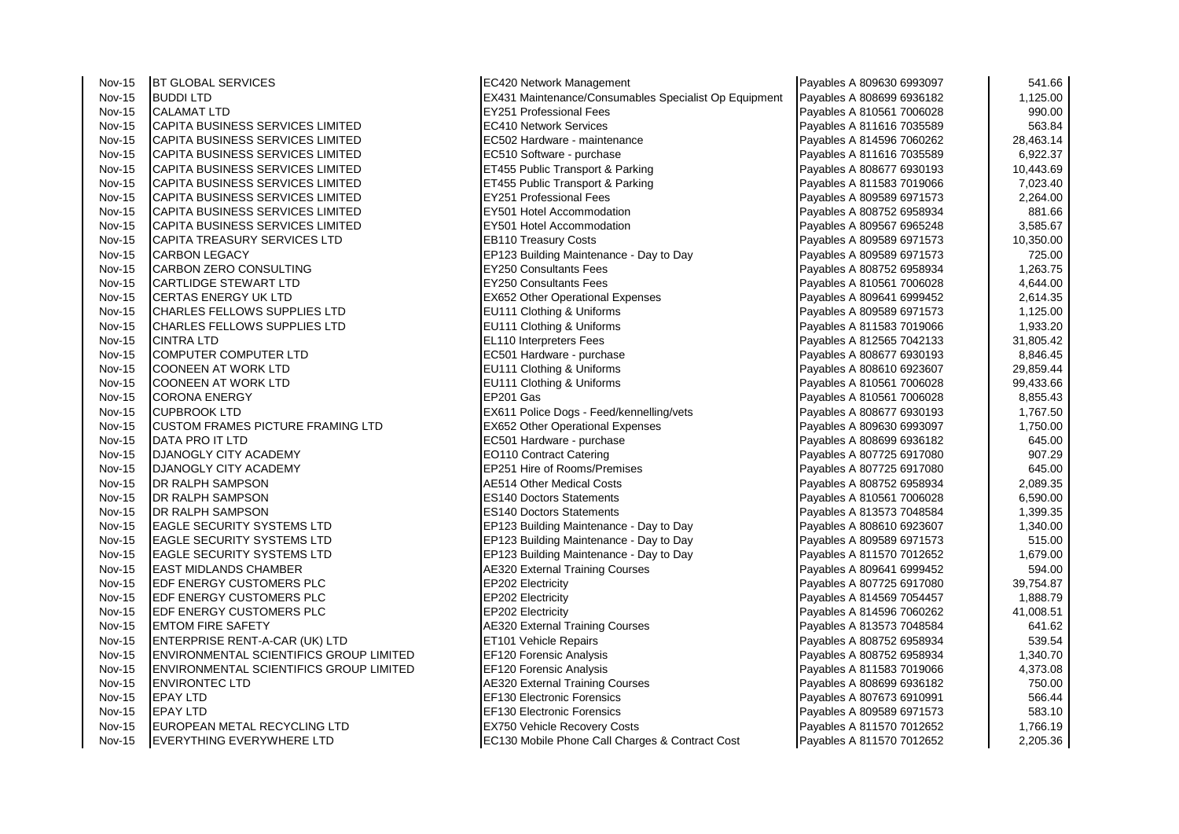| | | | | |
|---|---|---|---|---|
| Nov-15 | BT GLOBAL SERVICES | EC420 Network Management | Payables A 809630 6993097 | 541.66 |
| Nov-15 | BUDDI LTD | EX431 Maintenance/Consumables Specialist Op Equipment | Payables A 808699 6936182 | 1,125.00 |
| Nov-15 | CALAMAT LTD | EY251 Professional Fees | Payables A 810561 7006028 | 990.00 |
| Nov-15 | CAPITA BUSINESS SERVICES LIMITED | EC410 Network Services | Payables A 811616 7035589 | 563.84 |
| Nov-15 | CAPITA BUSINESS SERVICES LIMITED | EC502 Hardware - maintenance | Payables A 814596 7060262 | 28,463.14 |
| Nov-15 | CAPITA BUSINESS SERVICES LIMITED | EC510 Software - purchase | Payables A 811616 7035589 | 6,922.37 |
| Nov-15 | CAPITA BUSINESS SERVICES LIMITED | ET455 Public Transport & Parking | Payables A 808677 6930193 | 10,443.69 |
| Nov-15 | CAPITA BUSINESS SERVICES LIMITED | ET455 Public Transport & Parking | Payables A 811583 7019066 | 7,023.40 |
| Nov-15 | CAPITA BUSINESS SERVICES LIMITED | EY251 Professional Fees | Payables A 809589 6971573 | 2,264.00 |
| Nov-15 | CAPITA BUSINESS SERVICES LIMITED | EY501 Hotel Accommodation | Payables A 808752 6958934 | 881.66 |
| Nov-15 | CAPITA BUSINESS SERVICES LIMITED | EY501 Hotel Accommodation | Payables A 809567 6965248 | 3,585.67 |
| Nov-15 | CAPITA TREASURY SERVICES LTD | EB110 Treasury Costs | Payables A 809589 6971573 | 10,350.00 |
| Nov-15 | CARBON LEGACY | EP123 Building Maintenance - Day to Day | Payables A 809589 6971573 | 725.00 |
| Nov-15 | CARBON ZERO CONSULTING | EY250 Consultants Fees | Payables A 808752 6958934 | 1,263.75 |
| Nov-15 | CARTLIDGE STEWART LTD | EY250 Consultants Fees | Payables A 810561 7006028 | 4,644.00 |
| Nov-15 | CERTAS ENERGY UK LTD | EX652 Other Operational Expenses | Payables A 809641 6999452 | 2,614.35 |
| Nov-15 | CHARLES FELLOWS SUPPLIES LTD | EU111 Clothing & Uniforms | Payables A 809589 6971573 | 1,125.00 |
| Nov-15 | CHARLES FELLOWS SUPPLIES LTD | EU111 Clothing & Uniforms | Payables A 811583 7019066 | 1,933.20 |
| Nov-15 | CINTRA LTD | EL110 Interpreters Fees | Payables A 812565 7042133 | 31,805.42 |
| Nov-15 | COMPUTER COMPUTER LTD | EC501 Hardware - purchase | Payables A 808677 6930193 | 8,846.45 |
| Nov-15 | COONEEN AT WORK LTD | EU111 Clothing & Uniforms | Payables A 808610 6923607 | 29,859.44 |
| Nov-15 | COONEEN AT WORK LTD | EU111 Clothing & Uniforms | Payables A 810561 7006028 | 99,433.66 |
| Nov-15 | CORONA ENERGY | EP201 Gas | Payables A 810561 7006028 | 8,855.43 |
| Nov-15 | CUPBROOK LTD | EX611 Police Dogs - Feed/kennelling/vets | Payables A 808677 6930193 | 1,767.50 |
| Nov-15 | CUSTOM FRAMES PICTURE FRAMING LTD | EX652 Other Operational Expenses | Payables A 809630 6993097 | 1,750.00 |
| Nov-15 | DATA PRO IT LTD | EC501 Hardware - purchase | Payables A 808699 6936182 | 645.00 |
| Nov-15 | DJANOGLY CITY ACADEMY | EO110 Contract Catering | Payables A 807725 6917080 | 907.29 |
| Nov-15 | DJANOGLY CITY ACADEMY | EP251 Hire of Rooms/Premises | Payables A 807725 6917080 | 645.00 |
| Nov-15 | DR RALPH SAMPSON | AE514 Other Medical Costs | Payables A 808752 6958934 | 2,089.35 |
| Nov-15 | DR RALPH SAMPSON | ES140 Doctors Statements | Payables A 810561 7006028 | 6,590.00 |
| Nov-15 | DR RALPH SAMPSON | ES140 Doctors Statements | Payables A 813573 7048584 | 1,399.35 |
| Nov-15 | EAGLE SECURITY SYSTEMS LTD | EP123 Building Maintenance - Day to Day | Payables A 808610 6923607 | 1,340.00 |
| Nov-15 | EAGLE SECURITY SYSTEMS LTD | EP123 Building Maintenance - Day to Day | Payables A 809589 6971573 | 515.00 |
| Nov-15 | EAGLE SECURITY SYSTEMS LTD | EP123 Building Maintenance - Day to Day | Payables A 811570 7012652 | 1,679.00 |
| Nov-15 | EAST MIDLANDS CHAMBER | AE320 External Training Courses | Payables A 809641 6999452 | 594.00 |
| Nov-15 | EDF ENERGY CUSTOMERS PLC | EP202 Electricity | Payables A 807725 6917080 | 39,754.87 |
| Nov-15 | EDF ENERGY CUSTOMERS PLC | EP202 Electricity | Payables A 814569 7054457 | 1,888.79 |
| Nov-15 | EDF ENERGY CUSTOMERS PLC | EP202 Electricity | Payables A 814596 7060262 | 41,008.51 |
| Nov-15 | EMTOM FIRE SAFETY | AE320 External Training Courses | Payables A 813573 7048584 | 641.62 |
| Nov-15 | ENTERPRISE RENT-A-CAR (UK) LTD | ET101 Vehicle Repairs | Payables A 808752 6958934 | 539.54 |
| Nov-15 | ENVIRONMENTAL SCIENTIFICS GROUP LIMITED | EF120 Forensic Analysis | Payables A 808752 6958934 | 1,340.70 |
| Nov-15 | ENVIRONMENTAL SCIENTIFICS GROUP LIMITED | EF120 Forensic Analysis | Payables A 811583 7019066 | 4,373.08 |
| Nov-15 | ENVIRONTEC LTD | AE320 External Training Courses | Payables A 808699 6936182 | 750.00 |
| Nov-15 | EPAY LTD | EF130 Electronic Forensics | Payables A 807673 6910991 | 566.44 |
| Nov-15 | EPAY LTD | EF130 Electronic Forensics | Payables A 809589 6971573 | 583.10 |
| Nov-15 | EUROPEAN METAL RECYCLING LTD | EX750 Vehicle Recovery Costs | Payables A 811570 7012652 | 1,766.19 |
| Nov-15 | EVERYTHING EVERYWHERE LTD | EC130 Mobile Phone Call Charges & Contract Cost | Payables A 811570 7012652 | 2,205.36 |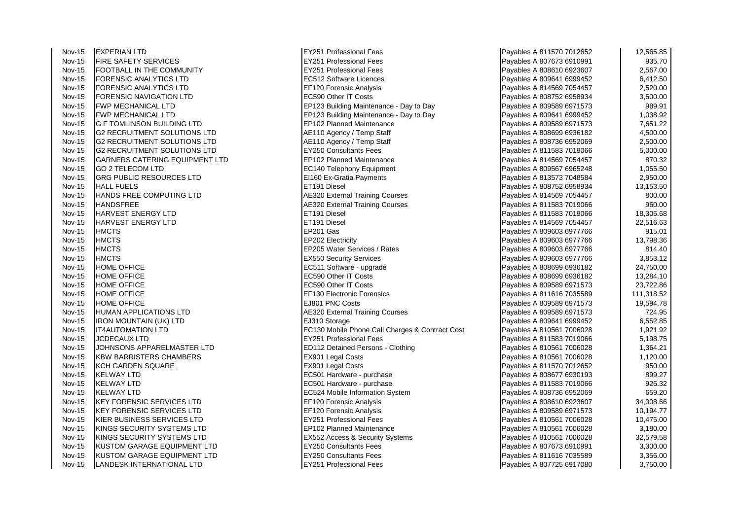| | | | | |
|---|---|---|---|---|
| Nov-15 | EXPERIAN LTD | EY251 Professional Fees | Payables A 811570 7012652 | 12,565.85 |
| Nov-15 | FIRE SAFETY SERVICES | EY251 Professional Fees | Payables A 807673 6910991 | 935.70 |
| Nov-15 | FOOTBALL IN THE COMMUNITY | EY251 Professional Fees | Payables A 808610 6923607 | 2,567.00 |
| Nov-15 | FORENSIC ANALYTICS LTD | EC512 Software Licences | Payables A 809641 6999452 | 6,412.50 |
| Nov-15 | FORENSIC ANALYTICS LTD | EF120 Forensic Analysis | Payables A 814569 7054457 | 2,520.00 |
| Nov-15 | FORENSIC NAVIGATION LTD | EC590 Other IT Costs | Payables A 808752 6958934 | 3,500.00 |
| Nov-15 | FWP MECHANICAL LTD | EP123 Building Maintenance - Day to Day | Payables A 809589 6971573 | 989.91 |
| Nov-15 | FWP MECHANICAL LTD | EP123 Building Maintenance - Day to Day | Payables A 809641 6999452 | 1,038.92 |
| Nov-15 | G F TOMLINSON BUILDING LTD | EP102 Planned Maintenance | Payables A 809589 6971573 | 7,651.22 |
| Nov-15 | G2 RECRUITMENT SOLUTIONS LTD | AE110 Agency / Temp Staff | Payables A 808699 6936182 | 4,500.00 |
| Nov-15 | G2 RECRUITMENT SOLUTIONS LTD | AE110 Agency / Temp Staff | Payables A 808736 6952069 | 2,500.00 |
| Nov-15 | G2 RECRUITMENT SOLUTIONS LTD | EY250 Consultants Fees | Payables A 811583 7019066 | 5,000.00 |
| Nov-15 | GARNERS CATERING EQUIPMENT LTD | EP102 Planned Maintenance | Payables A 814569 7054457 | 870.32 |
| Nov-15 | GO 2 TELECOM LTD | EC140 Telephony Equipment | Payables A 809567 6965248 | 1,055.50 |
| Nov-15 | GRG PUBLIC RESOURCES LTD | EI160 Ex-Gratia Payments | Payables A 813573 7048584 | 2,950.00 |
| Nov-15 | HALL FUELS | ET191 Diesel | Payables A 808752 6958934 | 13,153.50 |
| Nov-15 | HANDS FREE COMPUTING LTD | AE320 External Training Courses | Payables A 814569 7054457 | 800.00 |
| Nov-15 | HANDSFREE | AE320 External Training Courses | Payables A 811583 7019066 | 960.00 |
| Nov-15 | HARVEST ENERGY LTD | ET191 Diesel | Payables A 811583 7019066 | 18,306.68 |
| Nov-15 | HARVEST ENERGY LTD | ET191 Diesel | Payables A 814569 7054457 | 22,516.63 |
| Nov-15 | HMCTS | EP201 Gas | Payables A 809603 6977766 | 915.01 |
| Nov-15 | HMCTS | EP202 Electricity | Payables A 809603 6977766 | 13,798.36 |
| Nov-15 | HMCTS | EP205 Water Services / Rates | Payables A 809603 6977766 | 814.40 |
| Nov-15 | HMCTS | EX550 Security Services | Payables A 809603 6977766 | 3,853.12 |
| Nov-15 | HOME OFFICE | EC511 Software - upgrade | Payables A 808699 6936182 | 24,750.00 |
| Nov-15 | HOME OFFICE | EC590 Other IT Costs | Payables A 808699 6936182 | 13,284.10 |
| Nov-15 | HOME OFFICE | EC590 Other IT Costs | Payables A 809589 6971573 | 23,722.86 |
| Nov-15 | HOME OFFICE | EF130 Electronic Forensics | Payables A 811616 7035589 | 111,318.52 |
| Nov-15 | HOME OFFICE | EJ801 PNC Costs | Payables A 809589 6971573 | 19,594.78 |
| Nov-15 | HUMAN APPLICATIONS LTD | AE320 External Training Courses | Payables A 809589 6971573 | 724.95 |
| Nov-15 | IRON MOUNTAIN (UK) LTD | EJ310 Storage | Payables A 809641 6999452 | 6,552.85 |
| Nov-15 | IT4AUTOMATION LTD | EC130 Mobile Phone Call Charges & Contract Cost | Payables A 810561 7006028 | 1,921.92 |
| Nov-15 | JCDECAUX LTD | EY251 Professional Fees | Payables A 811583 7019066 | 5,198.75 |
| Nov-15 | JOHNSONS APPARELMASTER LTD | ED112 Detained Persons - Clothing | Payables A 810561 7006028 | 1,364.21 |
| Nov-15 | KBW BARRISTERS CHAMBERS | EX901 Legal Costs | Payables A 810561 7006028 | 1,120.00 |
| Nov-15 | KCH GARDEN SQUARE | EX901 Legal Costs | Payables A 811570 7012652 | 950.00 |
| Nov-15 | KELWAY LTD | EC501 Hardware - purchase | Payables A 808677 6930193 | 899.27 |
| Nov-15 | KELWAY LTD | EC501 Hardware - purchase | Payables A 811583 7019066 | 926.32 |
| Nov-15 | KELWAY LTD | EC524 Mobile Information System | Payables A 808736 6952069 | 659.20 |
| Nov-15 | KEY FORENSIC SERVICES LTD | EF120 Forensic Analysis | Payables A 808610 6923607 | 34,008.66 |
| Nov-15 | KEY FORENSIC SERVICES LTD | EF120 Forensic Analysis | Payables A 809589 6971573 | 10,194.77 |
| Nov-15 | KIER BUSINESS SERVICES LTD | EY251 Professional Fees | Payables A 810561 7006028 | 10,475.00 |
| Nov-15 | KINGS SECURITY SYSTEMS LTD | EP102 Planned Maintenance | Payables A 810561 7006028 | 3,180.00 |
| Nov-15 | KINGS SECURITY SYSTEMS LTD | EX552 Access & Security Systems | Payables A 810561 7006028 | 32,579.58 |
| Nov-15 | KUSTOM GARAGE EQUIPMENT LTD | EY250 Consultants Fees | Payables A 807673 6910991 | 3,300.00 |
| Nov-15 | KUSTOM GARAGE EQUIPMENT LTD | EY250 Consultants Fees | Payables A 811616 7035589 | 3,356.00 |
| Nov-15 | LANDESK INTERNATIONAL LTD | EY251 Professional Fees | Payables A 807725 6917080 | 3,750.00 |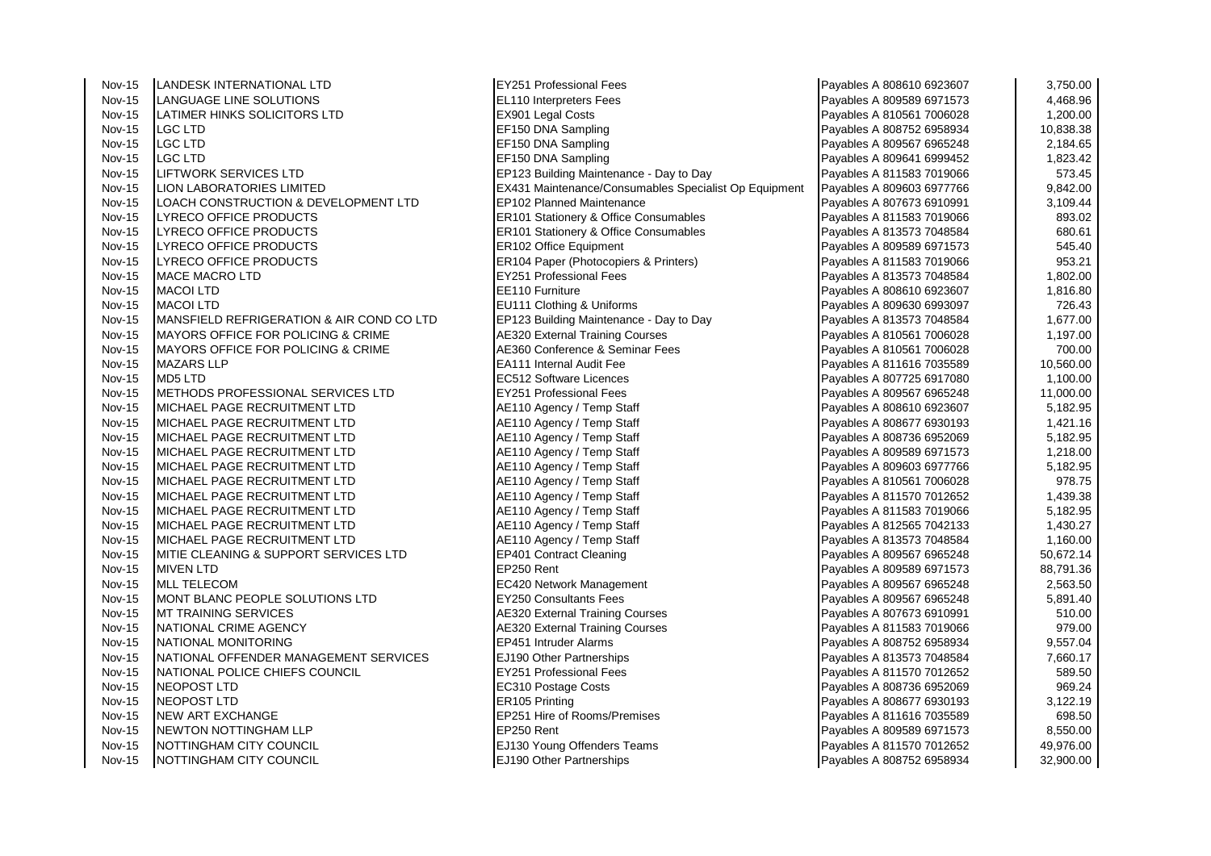| | | | | |
|---|---|---|---|---|
| Nov-15 | LANDESK INTERNATIONAL LTD | EY251 Professional Fees | Payables A 808610 6923607 | 3,750.00 |
| Nov-15 | LANGUAGE LINE SOLUTIONS | EL110 Interpreters Fees | Payables A 809589 6971573 | 4,468.96 |
| Nov-15 | LATIMER HINKS SOLICITORS LTD | EX901 Legal Costs | Payables A 810561 7006028 | 1,200.00 |
| Nov-15 | LGC LTD | EF150 DNA Sampling | Payables A 808752 6958934 | 10,838.38 |
| Nov-15 | LGC LTD | EF150 DNA Sampling | Payables A 809567 6965248 | 2,184.65 |
| Nov-15 | LGC LTD | EF150 DNA Sampling | Payables A 809641 6999452 | 1,823.42 |
| Nov-15 | LIFTWORK SERVICES LTD | EP123 Building Maintenance - Day to Day | Payables A 811583 7019066 | 573.45 |
| Nov-15 | LION LABORATORIES LIMITED | EX431 Maintenance/Consumables Specialist Op Equipment | Payables A 809603 6977766 | 9,842.00 |
| Nov-15 | LOACH CONSTRUCTION & DEVELOPMENT LTD | EP102 Planned Maintenance | Payables A 807673 6910991 | 3,109.44 |
| Nov-15 | LYRECO OFFICE PRODUCTS | ER101 Stationery & Office Consumables | Payables A 811583 7019066 | 893.02 |
| Nov-15 | LYRECO OFFICE PRODUCTS | ER101 Stationery & Office Consumables | Payables A 813573 7048584 | 680.61 |
| Nov-15 | LYRECO OFFICE PRODUCTS | ER102 Office Equipment | Payables A 809589 6971573 | 545.40 |
| Nov-15 | LYRECO OFFICE PRODUCTS | ER104 Paper (Photocopiers & Printers) | Payables A 811583 7019066 | 953.21 |
| Nov-15 | MACE MACRO LTD | EY251 Professional Fees | Payables A 813573 7048584 | 1,802.00 |
| Nov-15 | MACOI LTD | EE110 Furniture | Payables A 808610 6923607 | 1,816.80 |
| Nov-15 | MACOI LTD | EU111 Clothing & Uniforms | Payables A 809630 6993097 | 726.43 |
| Nov-15 | MANSFIELD REFRIGERATION & AIR COND CO LTD | EP123 Building Maintenance - Day to Day | Payables A 813573 7048584 | 1,677.00 |
| Nov-15 | MAYORS OFFICE FOR POLICING & CRIME | AE320 External Training Courses | Payables A 810561 7006028 | 1,197.00 |
| Nov-15 | MAYORS OFFICE FOR POLICING & CRIME | AE360 Conference & Seminar Fees | Payables A 810561 7006028 | 700.00 |
| Nov-15 | MAZARS LLP | EA111 Internal Audit Fee | Payables A 811616 7035589 | 10,560.00 |
| Nov-15 | MD5 LTD | EC512 Software Licences | Payables A 807725 6917080 | 1,100.00 |
| Nov-15 | METHODS PROFESSIONAL SERVICES LTD | EY251 Professional Fees | Payables A 809567 6965248 | 11,000.00 |
| Nov-15 | MICHAEL PAGE RECRUITMENT LTD | AE110 Agency / Temp Staff | Payables A 808610 6923607 | 5,182.95 |
| Nov-15 | MICHAEL PAGE RECRUITMENT LTD | AE110 Agency / Temp Staff | Payables A 808677 6930193 | 1,421.16 |
| Nov-15 | MICHAEL PAGE RECRUITMENT LTD | AE110 Agency / Temp Staff | Payables A 808736 6952069 | 5,182.95 |
| Nov-15 | MICHAEL PAGE RECRUITMENT LTD | AE110 Agency / Temp Staff | Payables A 809589 6971573 | 1,218.00 |
| Nov-15 | MICHAEL PAGE RECRUITMENT LTD | AE110 Agency / Temp Staff | Payables A 809603 6977766 | 5,182.95 |
| Nov-15 | MICHAEL PAGE RECRUITMENT LTD | AE110 Agency / Temp Staff | Payables A 810561 7006028 | 978.75 |
| Nov-15 | MICHAEL PAGE RECRUITMENT LTD | AE110 Agency / Temp Staff | Payables A 811570 7012652 | 1,439.38 |
| Nov-15 | MICHAEL PAGE RECRUITMENT LTD | AE110 Agency / Temp Staff | Payables A 811583 7019066 | 5,182.95 |
| Nov-15 | MICHAEL PAGE RECRUITMENT LTD | AE110 Agency / Temp Staff | Payables A 812565 7042133 | 1,430.27 |
| Nov-15 | MICHAEL PAGE RECRUITMENT LTD | AE110 Agency / Temp Staff | Payables A 813573 7048584 | 1,160.00 |
| Nov-15 | MITIE CLEANING & SUPPORT SERVICES LTD | EP401 Contract Cleaning | Payables A 809567 6965248 | 50,672.14 |
| Nov-15 | MIVEN LTD | EP250 Rent | Payables A 809589 6971573 | 88,791.36 |
| Nov-15 | MLL TELECOM | EC420 Network Management | Payables A 809567 6965248 | 2,563.50 |
| Nov-15 | MONT BLANC PEOPLE SOLUTIONS LTD | EY250 Consultants Fees | Payables A 809567 6965248 | 5,891.40 |
| Nov-15 | MT TRAINING SERVICES | AE320 External Training Courses | Payables A 807673 6910991 | 510.00 |
| Nov-15 | NATIONAL CRIME AGENCY | AE320 External Training Courses | Payables A 811583 7019066 | 979.00 |
| Nov-15 | NATIONAL MONITORING | EP451 Intruder Alarms | Payables A 808752 6958934 | 9,557.04 |
| Nov-15 | NATIONAL OFFENDER MANAGEMENT SERVICES | EJ190 Other Partnerships | Payables A 813573 7048584 | 7,660.17 |
| Nov-15 | NATIONAL POLICE CHIEFS COUNCIL | EY251 Professional Fees | Payables A 811570 7012652 | 589.50 |
| Nov-15 | NEOPOST LTD | EC310 Postage Costs | Payables A 808736 6952069 | 969.24 |
| Nov-15 | NEOPOST LTD | ER105 Printing | Payables A 808677 6930193 | 3,122.19 |
| Nov-15 | NEW ART EXCHANGE | EP251 Hire of Rooms/Premises | Payables A 811616 7035589 | 698.50 |
| Nov-15 | NEWTON NOTTINGHAM LLP | EP250 Rent | Payables A 809589 6971573 | 8,550.00 |
| Nov-15 | NOTTINGHAM CITY COUNCIL | EJ130 Young Offenders Teams | Payables A 811570 7012652 | 49,976.00 |
| Nov-15 | NOTTINGHAM CITY COUNCIL | EJ190 Other Partnerships | Payables A 808752 6958934 | 32,900.00 |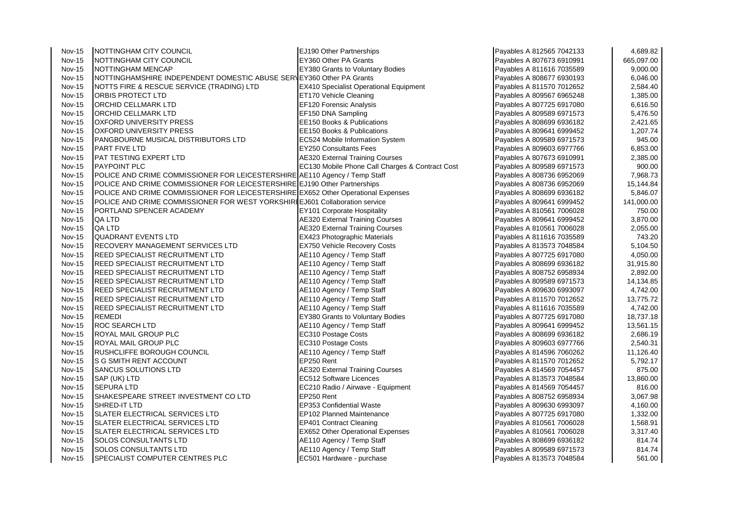| | | | | |
|---|---|---|---|---|
| Nov-15 | NOTTINGHAM CITY COUNCIL | EJ190 Other Partnerships | Payables A 812565 7042133 | 4,689.82 |
| Nov-15 | NOTTINGHAM CITY COUNCIL | EY360 Other PA Grants | Payables A 807673 6910991 | 665,097.00 |
| Nov-15 | NOTTINGHAM MENCAP | EY380 Grants to Voluntary Bodies | Payables A 811616 7035589 | 9,000.00 |
| Nov-15 | NOTTINGHAMSHIRE INDEPENDENT DOMESTIC ABUSE SERV | EY360 Other PA Grants | Payables A 808677 6930193 | 6,046.00 |
| Nov-15 | NOTTS FIRE & RESCUE SERVICE (TRADING) LTD | EX410 Specialist Operational Equipment | Payables A 811570 7012652 | 2,584.40 |
| Nov-15 | ORBIS PROTECT LTD | ET170 Vehicle Cleaning | Payables A 809567 6965248 | 1,385.00 |
| Nov-15 | ORCHID CELLMARK LTD | EF120 Forensic Analysis | Payables A 807725 6917080 | 6,616.50 |
| Nov-15 | ORCHID CELLMARK LTD | EF150 DNA Sampling | Payables A 809589 6971573 | 5,476.50 |
| Nov-15 | OXFORD UNIVERSITY PRESS | EE150 Books & Publications | Payables A 808699 6936182 | 2,421.65 |
| Nov-15 | OXFORD UNIVERSITY PRESS | EE150 Books & Publications | Payables A 809641 6999452 | 1,207.74 |
| Nov-15 | PANGBOURNE MUSICAL DISTRIBUTORS LTD | EC524 Mobile Information System | Payables A 809589 6971573 | 945.00 |
| Nov-15 | PART FIVE LTD | EY250 Consultants Fees | Payables A 809603 6977766 | 6,853.00 |
| Nov-15 | PAT TESTING EXPERT LTD | AE320 External Training Courses | Payables A 807673 6910991 | 2,385.00 |
| Nov-15 | PAYPOINT PLC | EC130 Mobile Phone Call Charges & Contract Cost | Payables A 809589 6971573 | 900.00 |
| Nov-15 | POLICE AND CRIME COMMISSIONER FOR LEICESTERSHIRE | AE110 Agency / Temp Staff | Payables A 808736 6952069 | 7,968.73 |
| Nov-15 | POLICE AND CRIME COMMISSIONER FOR LEICESTERSHIRE | EJ190 Other Partnerships | Payables A 808736 6952069 | 15,144.84 |
| Nov-15 | POLICE AND CRIME COMMISSIONER FOR LEICESTERSHIRE | EX652 Other Operational Expenses | Payables A 808699 6936182 | 5,846.07 |
| Nov-15 | POLICE AND CRIME COMMISSIONER FOR WEST YORKSHIRE | EJ601 Collaboration service | Payables A 809641 6999452 | 141,000.00 |
| Nov-15 | PORTLAND SPENCER ACADEMY | EY101 Corporate Hospitality | Payables A 810561 7006028 | 750.00 |
| Nov-15 | QA LTD | AE320 External Training Courses | Payables A 809641 6999452 | 3,870.00 |
| Nov-15 | QA LTD | AE320 External Training Courses | Payables A 810561 7006028 | 2,055.00 |
| Nov-15 | QUADRANT EVENTS LTD | EX423 Photographic Materials | Payables A 811616 7035589 | 743.20 |
| Nov-15 | RECOVERY MANAGEMENT SERVICES LTD | EX750 Vehicle Recovery Costs | Payables A 813573 7048584 | 5,104.50 |
| Nov-15 | REED SPECIALIST RECRUITMENT LTD | AE110 Agency / Temp Staff | Payables A 807725 6917080 | 4,050.00 |
| Nov-15 | REED SPECIALIST RECRUITMENT LTD | AE110 Agency / Temp Staff | Payables A 808699 6936182 | 31,915.80 |
| Nov-15 | REED SPECIALIST RECRUITMENT LTD | AE110 Agency / Temp Staff | Payables A 808752 6958934 | 2,892.00 |
| Nov-15 | REED SPECIALIST RECRUITMENT LTD | AE110 Agency / Temp Staff | Payables A 809589 6971573 | 14,134.85 |
| Nov-15 | REED SPECIALIST RECRUITMENT LTD | AE110 Agency / Temp Staff | Payables A 809630 6993097 | 4,742.00 |
| Nov-15 | REED SPECIALIST RECRUITMENT LTD | AE110 Agency / Temp Staff | Payables A 811570 7012652 | 13,775.72 |
| Nov-15 | REED SPECIALIST RECRUITMENT LTD | AE110 Agency / Temp Staff | Payables A 811616 7035589 | 4,742.00 |
| Nov-15 | REMEDI | EY380 Grants to Voluntary Bodies | Payables A 807725 6917080 | 18,737.18 |
| Nov-15 | ROC SEARCH LTD | AE110 Agency / Temp Staff | Payables A 809641 6999452 | 13,561.15 |
| Nov-15 | ROYAL MAIL GROUP PLC | EC310 Postage Costs | Payables A 808699 6936182 | 2,686.19 |
| Nov-15 | ROYAL MAIL GROUP PLC | EC310 Postage Costs | Payables A 809603 6977766 | 2,540.31 |
| Nov-15 | RUSHCLIFFE BOROUGH COUNCIL | AE110 Agency / Temp Staff | Payables A 814596 7060262 | 11,126.40 |
| Nov-15 | S G SMITH RENT ACCOUNT | EP250 Rent | Payables A 811570 7012652 | 5,792.17 |
| Nov-15 | SANCUS SOLUTIONS LTD | AE320 External Training Courses | Payables A 814569 7054457 | 875.00 |
| Nov-15 | SAP (UK) LTD | EC512 Software Licences | Payables A 813573 7048584 | 13,860.00 |
| Nov-15 | SEPURA LTD | EC210 Radio / Airwave - Equipment | Payables A 814569 7054457 | 816.00 |
| Nov-15 | SHAKESPEARE STREET INVESTMENT CO LTD | EP250 Rent | Payables A 808752 6958934 | 3,067.98 |
| Nov-15 | SHRED-IT LTD | EP353 Confidential Waste | Payables A 809630 6993097 | 4,160.00 |
| Nov-15 | SLATER ELECTRICAL SERVICES LTD | EP102 Planned Maintenance | Payables A 807725 6917080 | 1,332.00 |
| Nov-15 | SLATER ELECTRICAL SERVICES LTD | EP401 Contract Cleaning | Payables A 810561 7006028 | 1,568.91 |
| Nov-15 | SLATER ELECTRICAL SERVICES LTD | EX652 Other Operational Expenses | Payables A 810561 7006028 | 3,317.40 |
| Nov-15 | SOLOS CONSULTANTS LTD | AE110 Agency / Temp Staff | Payables A 808699 6936182 | 814.74 |
| Nov-15 | SOLOS CONSULTANTS LTD | AE110 Agency / Temp Staff | Payables A 809589 6971573 | 814.74 |
| Nov-15 | SPECIALIST COMPUTER CENTRES PLC | EC501 Hardware - purchase | Payables A 813573 7048584 | 561.00 |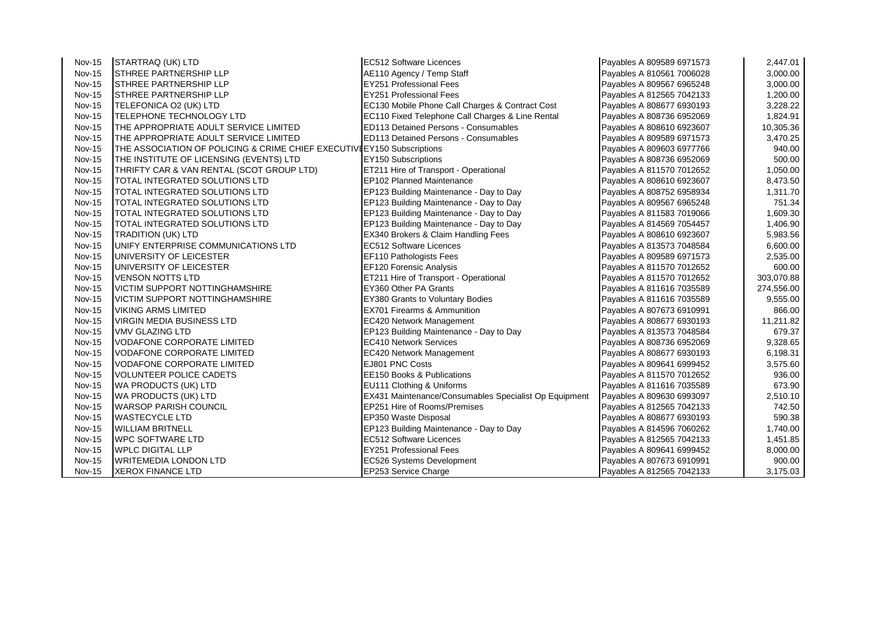| | | | | |
|---|---|---|---|---|
| Nov-15 | STARTRAQ (UK) LTD | EC512 Software Licences | Payables A 809589 6971573 | 2,447.01 |
| Nov-15 | STHREE PARTNERSHIP LLP | AE110 Agency / Temp Staff | Payables A 810561 7006028 | 3,000.00 |
| Nov-15 | STHREE PARTNERSHIP LLP | EY251 Professional Fees | Payables A 809567 6965248 | 3,000.00 |
| Nov-15 | STHREE PARTNERSHIP LLP | EY251 Professional Fees | Payables A 812565 7042133 | 1,200.00 |
| Nov-15 | TELEFONICA O2 (UK) LTD | EC130 Mobile Phone Call Charges & Contract Cost | Payables A 808677 6930193 | 3,228.22 |
| Nov-15 | TELEPHONE TECHNOLOGY LTD | EC110 Fixed Telephone Call Charges & Line Rental | Payables A 808736 6952069 | 1,824.91 |
| Nov-15 | THE APPROPRIATE ADULT SERVICE LIMITED | ED113 Detained Persons - Consumables | Payables A 808610 6923607 | 10,305.36 |
| Nov-15 | THE APPROPRIATE ADULT SERVICE LIMITED | ED113 Detained Persons - Consumables | Payables A 809589 6971573 | 3,470.25 |
| Nov-15 | THE ASSOCIATION OF POLICING & CRIME CHIEF EXECUTIVI | EY150 Subscriptions | Payables A 809603 6977766 | 940.00 |
| Nov-15 | THE INSTITUTE OF LICENSING (EVENTS) LTD | EY150 Subscriptions | Payables A 808736 6952069 | 500.00 |
| Nov-15 | THRIFTY CAR & VAN RENTAL (SCOT GROUP LTD) | ET211 Hire of Transport - Operational | Payables A 811570 7012652 | 1,050.00 |
| Nov-15 | TOTAL INTEGRATED SOLUTIONS LTD | EP102 Planned Maintenance | Payables A 808610 6923607 | 8,473.50 |
| Nov-15 | TOTAL INTEGRATED SOLUTIONS LTD | EP123 Building Maintenance - Day to Day | Payables A 808752 6958934 | 1,311.70 |
| Nov-15 | TOTAL INTEGRATED SOLUTIONS LTD | EP123 Building Maintenance - Day to Day | Payables A 809567 6965248 | 751.34 |
| Nov-15 | TOTAL INTEGRATED SOLUTIONS LTD | EP123 Building Maintenance - Day to Day | Payables A 811583 7019066 | 1,609.30 |
| Nov-15 | TOTAL INTEGRATED SOLUTIONS LTD | EP123 Building Maintenance - Day to Day | Payables A 814569 7054457 | 1,406.90 |
| Nov-15 | TRADITION (UK) LTD | EX340 Brokers & Claim Handling Fees | Payables A 808610 6923607 | 5,983.56 |
| Nov-15 | UNIFY ENTERPRISE COMMUNICATIONS LTD | EC512 Software Licences | Payables A 813573 7048584 | 6,600.00 |
| Nov-15 | UNIVERSITY OF LEICESTER | EF110 Pathologists Fees | Payables A 809589 6971573 | 2,535.00 |
| Nov-15 | UNIVERSITY OF LEICESTER | EF120 Forensic Analysis | Payables A 811570 7012652 | 600.00 |
| Nov-15 | VENSON NOTTS LTD | ET211 Hire of Transport - Operational | Payables A 811570 7012652 | 303,070.88 |
| Nov-15 | VICTIM SUPPORT NOTTINGHAMSHIRE | EY360 Other PA Grants | Payables A 811616 7035589 | 274,556.00 |
| Nov-15 | VICTIM SUPPORT NOTTINGHAMSHIRE | EY380 Grants to Voluntary Bodies | Payables A 811616 7035589 | 9,555.00 |
| Nov-15 | VIKING ARMS LIMITED | EX701 Firearms & Ammunition | Payables A 807673 6910991 | 866.00 |
| Nov-15 | VIRGIN MEDIA BUSINESS LTD | EC420 Network Management | Payables A 808677 6930193 | 11,211.82 |
| Nov-15 | VMV GLAZING LTD | EP123 Building Maintenance - Day to Day | Payables A 813573 7048584 | 679.37 |
| Nov-15 | VODAFONE CORPORATE LIMITED | EC410 Network Services | Payables A 808736 6952069 | 9,328.65 |
| Nov-15 | VODAFONE CORPORATE LIMITED | EC420 Network Management | Payables A 808677 6930193 | 6,198.31 |
| Nov-15 | VODAFONE CORPORATE LIMITED | EJ801 PNC Costs | Payables A 809641 6999452 | 3,575.60 |
| Nov-15 | VOLUNTEER POLICE CADETS | EE150 Books & Publications | Payables A 811570 7012652 | 936.00 |
| Nov-15 | WA PRODUCTS (UK) LTD | EU111 Clothing & Uniforms | Payables A 811616 7035589 | 673.90 |
| Nov-15 | WA PRODUCTS (UK) LTD | EX431 Maintenance/Consumables Specialist Op Equipment | Payables A 809630 6993097 | 2,510.10 |
| Nov-15 | WARSOP PARISH COUNCIL | EP251 Hire of Rooms/Premises | Payables A 812565 7042133 | 742.50 |
| Nov-15 | WASTECYCLE LTD | EP350 Waste Disposal | Payables A 808677 6930193 | 590.38 |
| Nov-15 | WILLIAM BRITNELL | EP123 Building Maintenance - Day to Day | Payables A 814596 7060262 | 1,740.00 |
| Nov-15 | WPC SOFTWARE LTD | EC512 Software Licences | Payables A 812565 7042133 | 1,451.85 |
| Nov-15 | WPLC DIGITAL LLP | EY251 Professional Fees | Payables A 809641 6999452 | 8,000.00 |
| Nov-15 | WRITEMEDIA LONDON LTD | EC526 Systems Development | Payables A 807673 6910991 | 900.00 |
| Nov-15 | XEROX FINANCE LTD | EP253 Service Charge | Payables A 812565 7042133 | 3,175.03 |